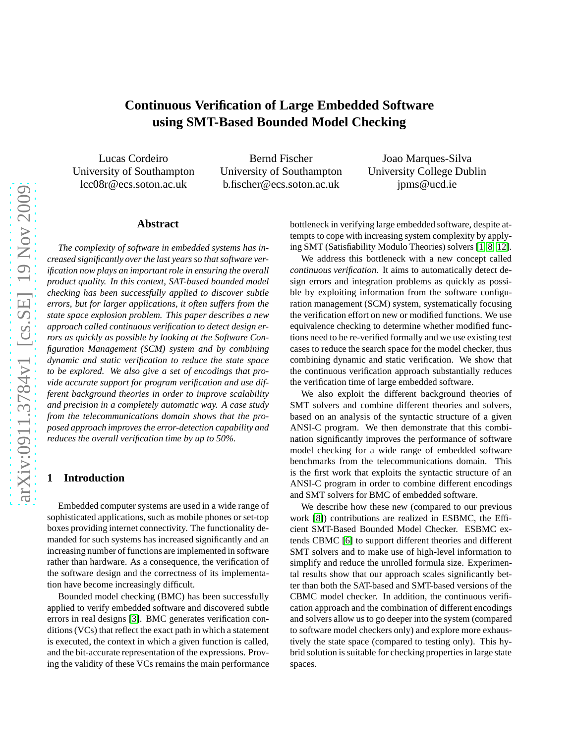# Continuous Verification of Large Embedded Software using SMT-Based Bounded Model Checking

Lucas Cordeiro
University of Southampton
lcc08r@ecs.soton.ac.uk

Bernd Fischer
University of Southampton
b.fischer@ecs.soton.ac.uk

Joao Marques-Silva
University College Dublin
jpms@ucd.ie

## Abstract

*The complexity of software in embedded systems has increased significantly over the last years so that software verification now plays an important role in ensuring the overall product quality. In this context, SAT-based bounded model checking has been successfully applied to discover subtle errors, but for larger applications, it often suffers from the state space explosion problem. This paper describes a new approach called continuous verification to detect design errors as quickly as possible by looking at the Software Configuration Management (SCM) system and by combining dynamic and static verification to reduce the state space to be explored. We also give a set of encodings that provide accurate support for program verification and use different background theories in order to improve scalability and precision in a completely automatic way. A case study from the telecommunications domain shows that the proposed approach improves the error-detection capability and reduces the overall verification time by up to 50%.*

## 1 Introduction

Embedded computer systems are used in a wide range of sophisticated applications, such as mobile phones or set-top boxes providing internet connectivity. The functionality demanded for such systems has increased significantly and an increasing number of functions are implemented in software rather than hardware. As a consequence, the verification of the software design and the correctness of its implementation have become increasingly difficult.

Bounded model checking (BMC) has been successfully applied to verify embedded software and discovered subtle errors in real designs [3]. BMC generates verification conditions (VCs) that reflect the exact path in which a statement is executed, the context in which a given function is called, and the bit-accurate representation of the expressions. Proving the validity of these VCs remains the main performance bottleneck in verifying large embedded software, despite attempts to cope with increasing system complexity by applying SMT (Satisfiability Modulo Theories) solvers [1, 8, 12].

We address this bottleneck with a new concept called *continuous verification*. It aims to automatically detect design errors and integration problems as quickly as possible by exploiting information from the software configuration management (SCM) system, systematically focusing the verification effort on new or modified functions. We use equivalence checking to determine whether modified functions need to be re-verified formally and we use existing test cases to reduce the search space for the model checker, thus combining dynamic and static verification. We show that the continuous verification approach substantially reduces the verification time of large embedded software.

We also exploit the different background theories of SMT solvers and combine different theories and solvers, based on an analysis of the syntactic structure of a given ANSI-C program. We then demonstrate that this combination significantly improves the performance of software model checking for a wide range of embedded software benchmarks from the telecommunications domain. This is the first work that exploits the syntactic structure of an ANSI-C program in order to combine different encodings and SMT solvers for BMC of embedded software.

We describe how these new (compared to our previous work [8]) contributions are realized in ESBMC, the Efficient SMT-Based Bounded Model Checker. ESBMC extends CBMC [6] to support different theories and different SMT solvers and to make use of high-level information to simplify and reduce the unrolled formula size. Experimental results show that our approach scales significantly better than both the SAT-based and SMT-based versions of the CBMC model checker. In addition, the continuous verification approach and the combination of different encodings and solvers allow us to go deeper into the system (compared to software model checkers only) and explore more exhaustively the state space (compared to testing only). This hybrid solution is suitable for checking properties in large state spaces.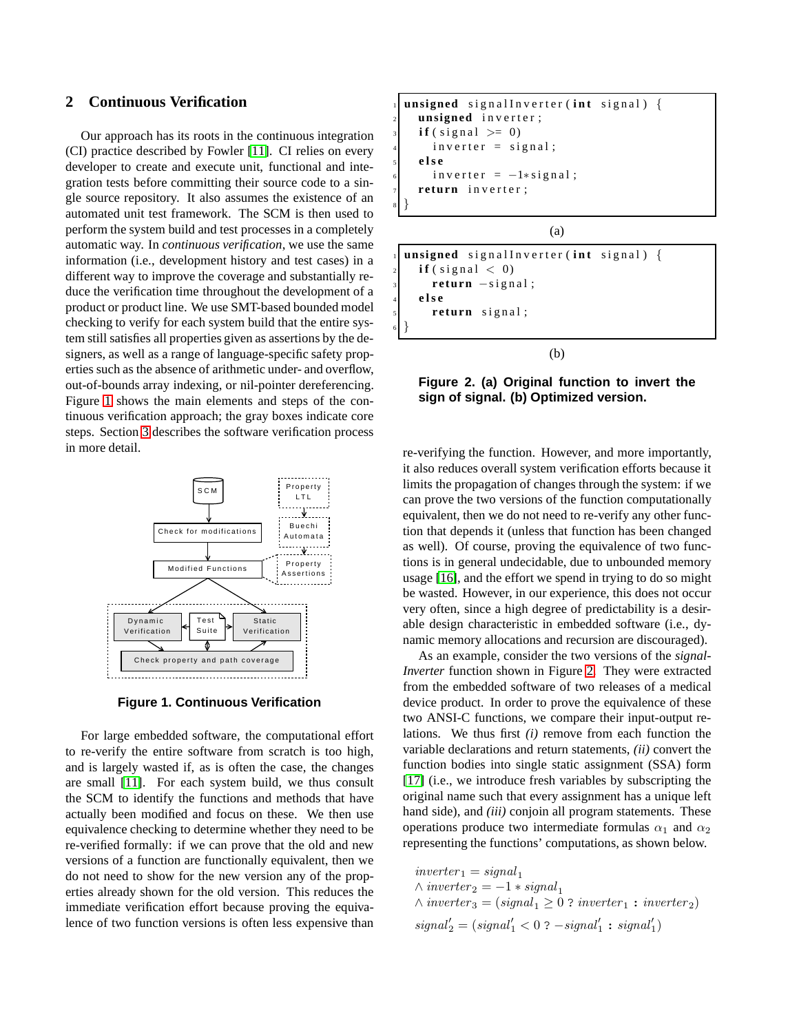## 2 Continuous Verification

Our approach has its roots in the continuous integration (CI) practice described by Fowler [11]. CI relies on every developer to create and execute unit, functional and integration tests before committing their source code to a single source repository. It also assumes the existence of an automated unit test framework. The SCM is then used to perform the system build and test processes in a completely automatic way. In *continuous verification*, we use the same information (i.e., development history and test cases) in a different way to improve the coverage and substantially reduce the verification time throughout the development of a product or product line. We use SMT-based bounded model checking to verify for each system build that the entire system still satisfies all properties given as assertions by the designers, as well as a range of language-specific safety properties such as the absence of arithmetic under- and overflow, out-of-bounds array indexing, or nil-pointer dereferencing. Figure 1 shows the main elements and steps of the continuous verification approach; the gray boxes indicate core steps. Section 3 describes the software verification process in more detail.

**Figure 1. Continuous Verification**

For large embedded software, the computational effort to re-verify the entire software from scratch is too high, and is largely wasted if, as is often the case, the changes are small [11]. For each system build, we thus consult the SCM to identify the functions and methods that have actually been modified and focus on these. We then use equivalence checking to determine whether they need to be re-verified formally: if we can prove that the old and new versions of a function are functionally equivalent, then we do not need to show for the new version any of the properties already shown for the old version. This reduces the immediate verification effort because proving the equivalence of two function versions is often less expensive than re-verifying the function. However, and more importantly, it also reduces overall system verification efforts because it limits the propagation of changes through the system: if we can prove the two versions of the function computationally equivalent, then we do not need to re-verify any other function that depends it (unless that function has been changed as well). Of course, proving the equivalence of two functions is in general undecidable, due to unbounded memory usage [16], and the effort we spend in trying to do so might be wasted. However, in our experience, this does not occur very often, since a high degree of predictability is a desirable design characteristic in embedded software (i.e., dynamic memory allocations and recursion are discouraged).

```
1 unsigned signalInverter(int signal) {
2   unsigned inverter;
3   if(signal >= 0)
4     inverter = signal;
5   else
6     inverter = -1*signal;
7   return inverter;
8 }
```

(a)

```
1 unsigned signalInverter(int signal) {
2   if(signal < 0)
3     return -signal;
4   else
5     return signal;
6 }
```

(b)

**Figure 2. (a) Original function to invert the sign of signal. (b) Optimized version.**

As an example, consider the two versions of the *signalInverter* function shown in Figure 2. They were extracted from the embedded software of two releases of a medical device product. In order to prove the equivalence of these two ANSI-C functions, we compare their input-output relations. We thus first *(i)* remove from each function the variable declarations and return statements, *(ii)* convert the function bodies into single static assignment (SSA) form [17] (i.e., we introduce fresh variables by subscripting the original name such that every assignment has a unique left hand side), and *(iii)* conjoin all program statements. These operations produce two intermediate formulas $\alpha_1$ and $\alpha_2$ representing the functions' computations, as shown below.

$$
\begin{aligned}
& inverter_1 = signal_1 \\
& \wedge\, inverter_2 = -1 * signal_1 \\
& \wedge\, inverter_3 = (signal_1 \geq 0 \;?\; inverter_1 : inverter_2)
\end{aligned}
$$

$$signal'_2 = (signal'_1 < 0 \;?\; -signal'_1 : signal'_1)$$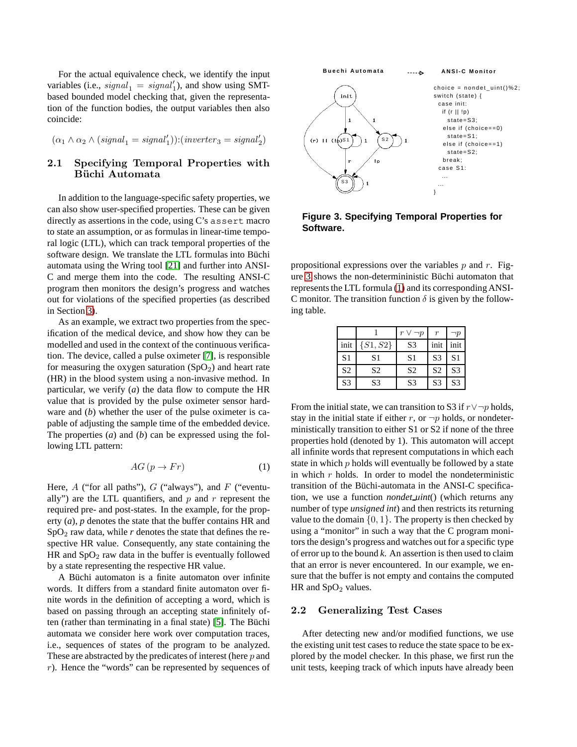For the actual equivalence check, we identify the input variables (i.e., $signal_1 = signal'_1$), and show using SMT-based bounded model checking that, given the representation of the function bodies, the output variables then also coincide:

$$(\alpha_1 \wedge \alpha_2 \wedge (signal_1 = signal'_1)) \!:\! (inverter_3 = signal'_2)$$

### 2.1 Specifying Temporal Properties with Büchi Automata

In addition to the language-specific safety properties, we can also show user-specified properties. These can be given directly as assertions in the code, using C's `assert` macro to state an assumption, or as formulas in linear-time temporal logic (LTL), which can track temporal properties of the software design. We translate the LTL formulas into Büchi automata using the Wring tool [21] and further into ANSI-C and merge them into the code. The resulting ANSI-C program then monitors the design's progress and watches out for violations of the specified properties (as described in Section 3).

As an example, we extract two properties from the specification of the medical device, and show how they can be modelled and used in the context of the continuous verification. The device, called a pulse oximeter [7], is responsible for measuring the oxygen saturation ($SpO_2$) and heart rate (HR) in the blood system using a non-invasive method. In particular, we verify (*a*) the data flow to compute the HR value that is provided by the pulse oximeter sensor hardware and (*b*) whether the user of the pulse oximeter is capable of adjusting the sample time of the embedded device. The properties (*a*) and (*b*) can be expressed using the following LTL pattern:

$$AG\,(p \rightarrow Fr) \qquad (1)$$

Here, $A$ ("for all paths"), $G$ ("always"), and $F$ ("eventually") are the LTL quantifiers, and $p$ and $r$ represent the required pre- and post-states. In the example, for the property (*a*), *p* denotes the state that the buffer contains HR and $SpO_2$ raw data, while *r* denotes the state that defines the respective HR value. Consequently, any state containing the HR and $SpO_2$ raw data in the buffer is eventually followed by a state representing the respective HR value.

A Büchi automaton is a finite automaton over infinite words. It differs from a standard finite automaton over finite words in the definition of accepting a word, which is based on passing through an accepting state infinitely often (rather than terminating in a final state) [5]. The Büchi automata we consider here work over computation traces, i.e., sequences of states of the program to be analyzed. These are abstracted by the predicates of interest (here $p$ and $r$). Hence the "words" can be represented by sequences of propositional expressions over the variables $p$ and $r$. Figure 3 shows the non-determinininistic Büchi automaton that represents the LTL formula (1) and its corresponding ANSI-C monitor. The transition function $\delta$ is given by the following table.

**Buechi Automata** ----> **ANSI-C Monitor**

```
choice = nondet_uint()%2;
switch (state) {
  case init:
    if (r || !p)
      state=S3;
    else if (choice==0)
      state=S1;
    else if (choice==1)
      state=S2;
    break;
  case S1:
    ...
  ...
}
```

**Figure 3. Specifying Temporal Properties for Software.**

| | 1 | $r \vee \neg p$ | $r$ | $\neg p$ |
|---|---|---|---|---|
| init | $\{S1, S2\}$ | S3 | init | init |
| S1 | S1 | S1 | S3 | S1 |
| S2 | S2 | S2 | S2 | S3 |
| S3 | S3 | S3 | S3 | S3 |

From the initial state, we can transition to S3 if $r \vee \neg p$ holds, stay in the initial state if either $r$, or $\neg p$ holds, or nondeterministically transition to either S1 or S2 if none of the three properties hold (denoted by 1). This automaton will accept all infinite words that represent computations in which each state in which $p$ holds will eventually be followed by a state in which $r$ holds. In order to model the nondeterministic transition of the Büchi-automata in the ANSI-C specification, we use a function *nondet_uint*() (which returns any number of type *unsigned int*) and then restricts its returning value to the domain $\{0, 1\}$. The property is then checked by using a "monitor" in such a way that the C program monitors the design's progress and watches out for a specific type of error up to the bound *k*. An assertion is then used to claim that an error is never encountered. In our example, we ensure that the buffer is not empty and contains the computed HR and $SpO_2$ values.

### 2.2 Generalizing Test Cases

After detecting new and/or modified functions, we use the existing unit test cases to reduce the state space to be explored by the model checker. In this phase, we first run the unit tests, keeping track of which inputs have already been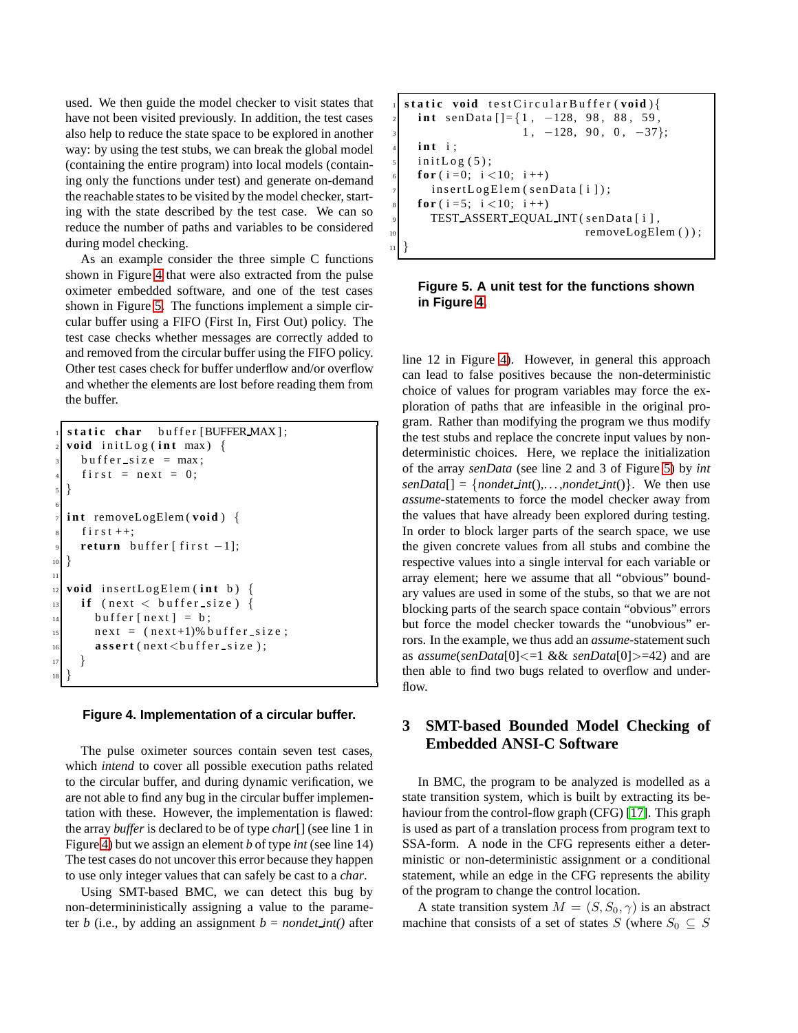used. We then guide the model checker to visit states that have not been visited previously. In addition, the test cases also help to reduce the state space to be explored in another way: by using the test stubs, we can break the global model (containing the entire program) into local models (containing only the functions under test) and generate on-demand the reachable states to be visited by the model checker, starting with the state described by the test case. We can so reduce the number of paths and variables to be considered during model checking.

As an example consider the three simple C functions shown in Figure 4 that were also extracted from the pulse oximeter embedded software, and one of the test cases shown in Figure 5. The functions implement a simple circular buffer using a FIFO (First In, First Out) policy. The test case checks whether messages are correctly added to and removed from the circular buffer using the FIFO policy. Other test cases check for buffer underflow and/or overflow and whether the elements are lost before reading them from the buffer.

```
static char  buffer[BUFFER_MAX];
void initLog(int max) {
  buffer_size = max;
  first = next = 0;
}

int removeLogElem(void) {
  first++;
  return buffer[first-1];
}

void insertLogElem(int b) {
  if (next < buffer_size) {
    buffer[next] = b;
    next = (next+1)%buffer_size;
    assert(next<buffer_size);
  }
}
```

**Figure 4. Implementation of a circular buffer.**

The pulse oximeter sources contain seven test cases, which *intend* to cover all possible execution paths related to the circular buffer, and during dynamic verification, we are not able to find any bug in the circular buffer implementation with these. However, the implementation is flawed: the array *buffer* is declared to be of type *char*[] (see line 1 in Figure 4) but we assign an element *b* of type *int* (see line 14) The test cases do not uncover this error because they happen to use only integer values that can safely be cast to a *char*.

Using SMT-based BMC, we can detect this bug by non-determinininistically assigning a value to the parameter *b* (i.e., by adding an assignment *b* = *nondet_int()* after line 12 in Figure 4). However, in general this approach can lead to false positives because the non-deterministic choice of values for program variables may force the exploration of paths that are infeasible in the original program. Rather than modifying the program we thus modify the test stubs and replace the concrete input values by non-deterministic choices. Here, we replace the initialization of the array *senData* (see line 2 and 3 of Figure 5) by *int senData*[] = {*nondet_int*(),...,*nondet_int*()}. We then use *assume*-statements to force the model checker away from the values that have already been explored during testing. In order to block larger parts of the search space, we use the given concrete values from all stubs and combine the respective values into a single interval for each variable or array element; here we assume that all "obvious" boundary values are used in some of the stubs, so that we are not blocking parts of the search space contain "obvious" errors but force the model checker towards the "unobvious" errors. In the example, we thus add an *assume*-statement such as *assume*(*senData*[0]<=1 && *senData*[0]>=42) and are then able to find two bugs related to overflow and underflow.

```
static void testCircularBuffer(void){
  int senData[]={1, -128, 98, 88, 59,
                 1, -128, 90, 0, -37};
  int i;
  initLog(5);
  for(i=0; i<10; i++)
    insertLogElem(senData[i]);
  for(i=5; i<10; i++)
    TEST_ASSERT_EQUAL_INT(senData[i],
                          removeLogElem());
}
```

**Figure 5. A unit test for the functions shown in Figure 4.**

## 3 SMT-based Bounded Model Checking of Embedded ANSI-C Software

In BMC, the program to be analyzed is modelled as a state transition system, which is built by extracting its behaviour from the control-flow graph (CFG) [17]. This graph is used as part of a translation process from program text to SSA-form. A node in the CFG represents either a deterministic or non-deterministic assignment or a conditional statement, while an edge in the CFG represents the ability of the program to change the control location.

A state transition system $M = (S, S_0, \gamma)$ is an abstract machine that consists of a set of states $S$ (where $S_0 \subseteq S$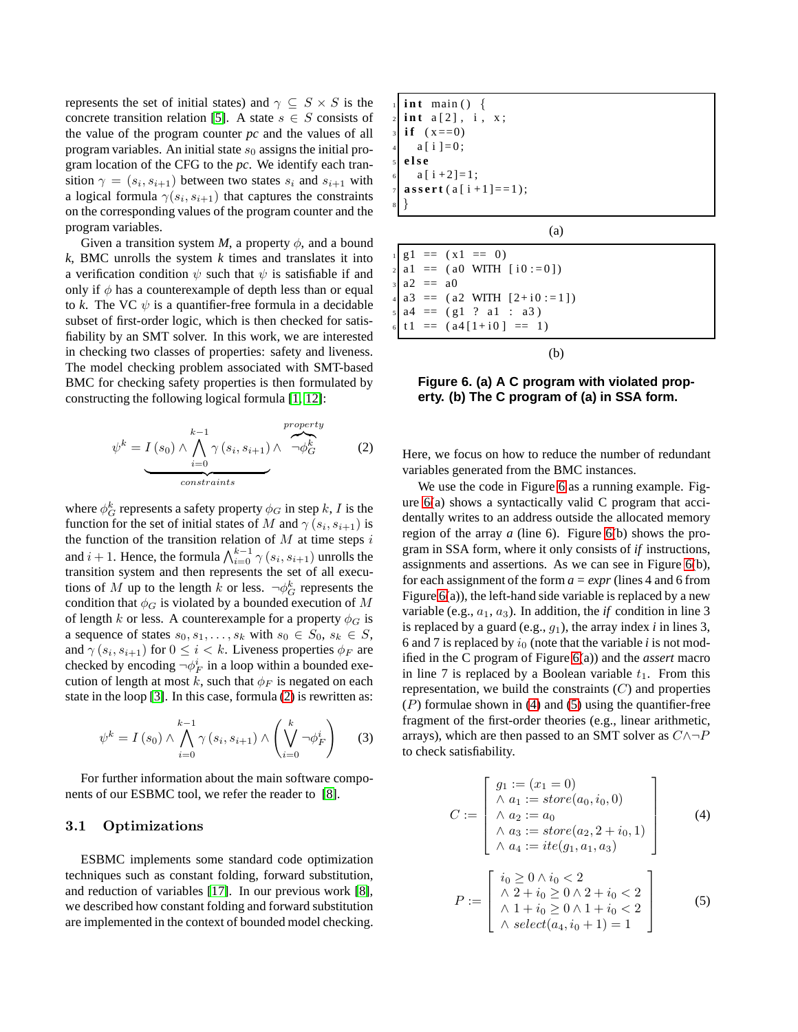represents the set of initial states) and $\gamma \subseteq S \times S$ is the concrete transition relation [5]. A state $s \in S$ consists of the value of the program counter *pc* and the values of all program variables. An initial state $s_0$ assigns the initial program location of the CFG to the *pc*. We identify each transition $\gamma = (s_i, s_{i+1})$ between two states $s_i$ and $s_{i+1}$ with a logical formula $\gamma(s_i, s_{i+1})$ that captures the constraints on the corresponding values of the program counter and the program variables.

Given a transition system *M*, a property $\phi$, and a bound *k*, BMC unrolls the system *k* times and translates it into a verification condition $\psi$ such that $\psi$ is satisfiable if and only if $\phi$ has a counterexample of depth less than or equal to *k*. The VC $\psi$ is a quantifier-free formula in a decidable subset of first-order logic, which is then checked for satisfiability by an SMT solver. In this work, we are interested in checking two classes of properties: safety and liveness. The model checking problem associated with SMT-based BMC for checking safety properties is then formulated by constructing the following logical formula [1, 12]:

$$\psi^k = \underbrace{I(s_0) \wedge \bigwedge_{i=0}^{k-1} \gamma(s_i, s_{i+1})}_{constraints} \wedge \overbrace{\neg \phi_G^k}^{property} \qquad (2)$$

where $\phi_G^k$ represents a safety property $\phi_G$ in step $k$, $I$ is the function for the set of initial states of $M$ and $\gamma(s_i, s_{i+1})$ is the function of the transition relation of $M$ at time steps $i$ and $i+1$. Hence, the formula $\bigwedge_{i=0}^{k-1} \gamma(s_i, s_{i+1})$ unrolls the transition system and then represents the set of all executions of $M$ up to the length $k$ or less. $\neg\phi_G^k$ represents the condition that $\phi_G$ is violated by a bounded execution of $M$ of length $k$ or less. A counterexample for a property $\phi_G$ is a sequence of states $s_0, s_1, \ldots, s_k$ with $s_0 \in S_0$, $s_k \in S$, and $\gamma(s_i, s_{i+1})$ for $0 \leq i < k$. Liveness properties $\phi_F$ are checked by encoding $\neg\phi_F^i$ in a loop within a bounded execution of length at most $k$, such that $\phi_F$ is negated on each state in the loop [3]. In this case, formula (2) is rewritten as:

$$\psi^k = I(s_0) \wedge \bigwedge_{i=0}^{k-1} \gamma(s_i, s_{i+1}) \wedge \left( \bigvee_{i=0}^{k} \neg\phi_F^i \right) \qquad (3)$$

For further information about the main software components of our ESBMC tool, we refer the reader to [8].

### 3.1 Optimizations

ESBMC implements some standard code optimization techniques such as constant folding, forward substitution, and reduction of variables [17]. In our previous work [8], we described how constant folding and forward substitution are implemented in the context of bounded model checking. Here, we focus on how to reduce the number of redundant variables generated from the BMC instances.

```
int main() {
int a[2], i, x;
if (x==0)
  a[i]=0;
else
  a[i+2]=1;
assert(a[i+1]==1);
}
```

(a)

```
g1 == (x1 == 0)
a1 == (a0 WITH [i0:=0])
a2 == a0
a3 == (a2 WITH [2+i0:=1])
a4 == (g1 ? a1 : a3)
t1 == (a4[1+i0] == 1)
```

(b)

**Figure 6. (a) A C program with violated property. (b) The C program of (a) in SSA form.**

We use the code in Figure 6 as a running example. Figure 6(a) shows a syntactically valid C program that accidentally writes to an address outside the allocated memory region of the array *a* (line 6). Figure 6(b) shows the program in SSA form, where it only consists of *if* instructions, assignments and assertions. As we can see in Figure 6(b), for each assignment of the form *a = expr* (lines 4 and 6 from Figure 6(a)), the left-hand side variable is replaced by a new variable (e.g., $a_1$, $a_3$). In addition, the *if* condition in line 3 is replaced by a guard (e.g., $g_1$), the array index *i* in lines 3, 6 and 7 is replaced by $i_0$ (note that the variable *i* is not modified in the C program of Figure 6(a)) and the *assert* macro in line 7 is replaced by a Boolean variable $t_1$. From this representation, we build the constraints ($C$) and properties ($P$) formulae shown in (4) and (5) using the quantifier-free fragment of the first-order theories (e.g., linear arithmetic, arrays), which are then passed to an SMT solver as $C \wedge \neg P$ to check satisfiability.

$$C := \left[ \begin{array}{l} g_1 := (x_1 = 0) \\ \wedge\ a_1 := store(a_0, i_0, 0) \\ \wedge\ a_2 := a_0 \\ \wedge\ a_3 := store(a_2, 2 + i_0, 1) \\ \wedge\ a_4 := ite(g_1, a_1, a_3) \end{array} \right] \qquad (4)$$

$$P := \left[ \begin{array}{l} i_0 \geq 0 \wedge i_0 < 2 \\ \wedge\ 2 + i_0 \geq 0 \wedge 2 + i_0 < 2 \\ \wedge\ 1 + i_0 \geq 0 \wedge 1 + i_0 < 2 \\ \wedge\ select(a_4, i_0 + 1) = 1 \end{array} \right] \qquad (5)$$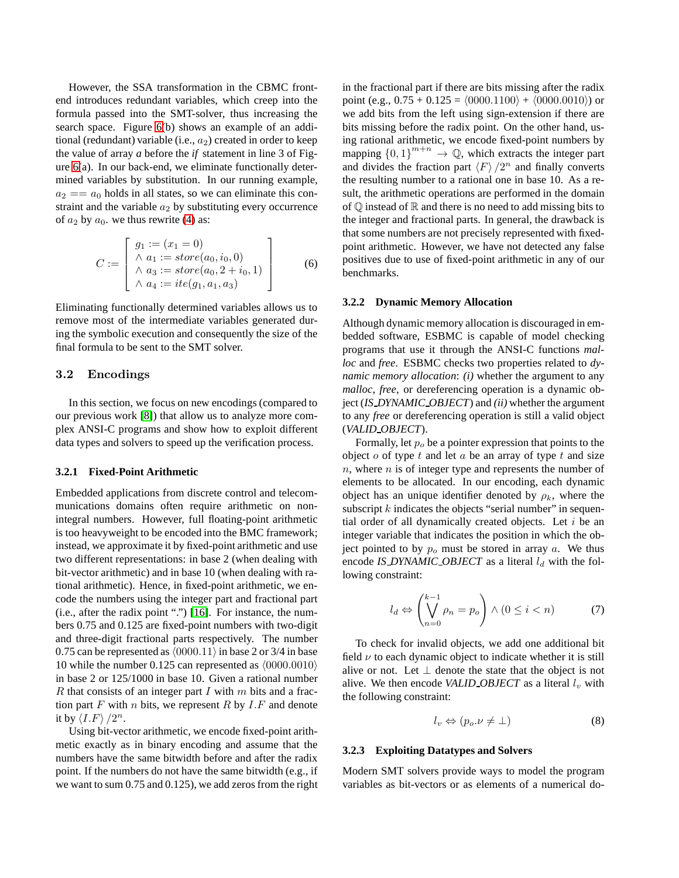However, the SSA transformation in the CBMC front-end introduces redundant variables, which creep into the formula passed into the SMT-solver, thus increasing the search space. Figure 6(b) shows an example of an additional (redundant) variable (i.e., $a_2$) created in order to keep the value of array *a* before the *if* statement in line 3 of Figure 6(a). In our back-end, we eliminate functionally determined variables by substitution. In our running example, $a_2 == a_0$ holds in all states, so we can eliminate this constraint and the variable $a_2$ by substituting every occurrence of $a_2$ by $a_0$. we thus rewrite (4) as:

$$C := \left[ \begin{array}{l} g_1 := (x_1 = 0) \\ \wedge\ a_1 := store(a_0, i_0, 0) \\ \wedge\ a_3 := store(a_0, 2 + i_0, 1) \\ \wedge\ a_4 := ite(g_1, a_1, a_3) \end{array} \right] \quad (6)$$

Eliminating functionally determined variables allows us to remove most of the intermediate variables generated during the symbolic execution and consequently the size of the final formula to be sent to the SMT solver.

## 3.2 Encodings

In this section, we focus on new encodings (compared to our previous work [8]) that allow us to analyze more complex ANSI-C programs and show how to exploit different data types and solvers to speed up the verification process.

### 3.2.1 Fixed-Point Arithmetic

Embedded applications from discrete control and telecommunications domains often require arithmetic on non-integral numbers. However, full floating-point arithmetic is too heavyweight to be encoded into the BMC framework; instead, we approximate it by fixed-point arithmetic and use two different representations: in base 2 (when dealing with bit-vector arithmetic) and in base 10 (when dealing with rational arithmetic). Hence, in fixed-point arithmetic, we encode the numbers using the integer part and fractional part (i.e., after the radix point ".") [16]. For instance, the numbers 0.75 and 0.125 are fixed-point numbers with two-digit and three-digit fractional parts respectively. The number 0.75 can be represented as $\langle 0000.11 \rangle$ in base 2 or 3/4 in base 10 while the number 0.125 can represented as $\langle 0000.0010 \rangle$ in base 2 or 125/1000 in base 10. Given a rational number $R$ that consists of an integer part $I$ with $m$ bits and a fraction part $F$ with $n$ bits, we represent $R$ by $I.F$ and denote it by $\langle I.F \rangle / 2^n$.

Using bit-vector arithmetic, we encode fixed-point arithmetic exactly as in binary encoding and assume that the numbers have the same bitwidth before and after the radix point. If the numbers do not have the same bitwidth (e.g., if we want to sum 0.75 and 0.125), we add zeros from the right in the fractional part if there are bits missing after the radix point (e.g., 0.75 + 0.125 = $\langle 0000.1100 \rangle + \langle 0000.0010 \rangle$) or we add bits from the left using sign-extension if there are bits missing before the radix point. On the other hand, using rational arithmetic, we encode fixed-point numbers by mapping $\{0,1\}^{m+n} \rightarrow \mathbb{Q}$, which extracts the integer part and divides the fraction part $\langle F \rangle / 2^n$ and finally converts the resulting number to a rational one in base 10. As a result, the arithmetic operations are performed in the domain of $\mathbb{Q}$ instead of $\mathbb{R}$ and there is no need to add missing bits to the integer and fractional parts. In general, the drawback is that some numbers are not precisely represented with fixed-point arithmetic. However, we have not detected any false positives due to use of fixed-point arithmetic in any of our benchmarks.

### 3.2.2 Dynamic Memory Allocation

Although dynamic memory allocation is discouraged in embedded software, ESBMC is capable of model checking programs that use it through the ANSI-C functions *malloc* and *free*. ESBMC checks two properties related to *dynamic memory allocation*: *(i)* whether the argument to any *malloc*, *free*, or dereferencing operation is a dynamic object (*IS_DYNAMIC_OBJECT*) and *(ii)* whether the argument to any *free* or dereferencing operation is still a valid object (*VALID_OBJECT*).

Formally, let $p_o$ be a pointer expression that points to the object $o$ of type $t$ and let $a$ be an array of type $t$ and size $n$, where $n$ is of integer type and represents the number of elements to be allocated. In our encoding, each dynamic object has an unique identifier denoted by $\rho_k$, where the subscript $k$ indicates the objects "serial number" in sequential order of all dynamically created objects. Let $i$ be an integer variable that indicates the position in which the object pointed to by $p_o$ must be stored in array $a$. We thus encode *IS_DYNAMIC_OBJECT* as a literal $l_d$ with the following constraint:

$$l_d \Leftrightarrow \left( \bigvee_{n=0}^{k-1} \rho_n = p_o \right) \wedge (0 \leq i < n) \quad (7)$$

To check for invalid objects, we add one additional bit field $\nu$ to each dynamic object to indicate whether it is still alive or not. Let $\perp$ denote the state that the object is not alive. We then encode *VALID_OBJECT* as a literal $l_v$ with the following constraint:

$$l_v \Leftrightarrow (p_o.\nu \neq \perp) \quad (8)$$

### 3.2.3 Exploiting Datatypes and Solvers

Modern SMT solvers provide ways to model the program variables as bit-vectors or as elements of a numerical do-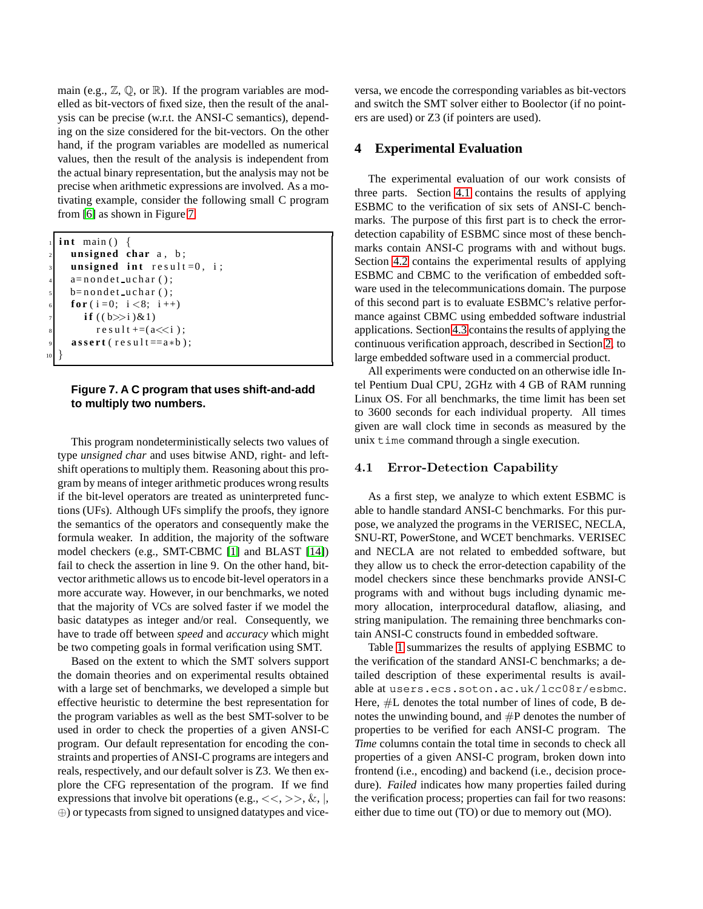main (e.g., $\mathbb{Z}$, $\mathbb{Q}$, or $\mathbb{R}$). If the program variables are modelled as bit-vectors of fixed size, then the result of the analysis can be precise (w.r.t. the ANSI-C semantics), depending on the size considered for the bit-vectors. On the other hand, if the program variables are modelled as numerical values, then the result of the analysis is independent from the actual binary representation, but the analysis may not be precise when arithmetic expressions are involved. As a motivating example, consider the following small C program from [6] as shown in Figure 7.

```
int main() {
  unsigned char a, b;
  unsigned int result=0, i;
  a=nondet_uchar();
  b=nondet_uchar();
  for(i=0; i<8; i++)
    if((b>>i)&1)
      result+=(a<<i);
  assert(result==a*b);
}
```

**Figure 7. A C program that uses shift-and-add to multiply two numbers.**

This program nondeterministically selects two values of type *unsigned char* and uses bitwise AND, right- and left-shift operations to multiply them. Reasoning about this program by means of integer arithmetic produces wrong results if the bit-level operators are treated as uninterpreted functions (UFs). Although UFs simplify the proofs, they ignore the semantics of the operators and consequently make the formula weaker. In addition, the majority of the software model checkers (e.g., SMT-CBMC [1] and BLAST [14]) fail to check the assertion in line 9. On the other hand, bit-vector arithmetic allows us to encode bit-level operators in a more accurate way. However, in our benchmarks, we noted that the majority of VCs are solved faster if we model the basic datatypes as integer and/or real. Consequently, we have to trade off between *speed* and *accuracy* which might be two competing goals in formal verification using SMT.

Based on the extent to which the SMT solvers support the domain theories and on experimental results obtained with a large set of benchmarks, we developed a simple but effective heuristic to determine the best representation for the program variables as well as the best SMT-solver to be used in order to check the properties of a given ANSI-C program. Our default representation for encoding the constraints and properties of ANSI-C programs are integers and reals, respectively, and our default solver is Z3. We then explore the CFG representation of the program. If we find expressions that involve bit operations (e.g., $<<$, $>>$, $\&$, $|$, $\oplus$) or typecasts from signed to unsigned datatypes and vice-versa, we encode the corresponding variables as bit-vectors and switch the SMT solver either to Boolector (if no pointers are used) or Z3 (if pointers are used).

## 4 Experimental Evaluation

The experimental evaluation of our work consists of three parts. Section 4.1 contains the results of applying ESBMC to the verification of six sets of ANSI-C benchmarks. The purpose of this first part is to check the error-detection capability of ESBMC since most of these benchmarks contain ANSI-C programs with and without bugs. Section 4.2 contains the experimental results of applying ESBMC and CBMC to the verification of embedded software used in the telecommunications domain. The purpose of this second part is to evaluate ESBMC's relative performance against CBMC using embedded software industrial applications. Section 4.3 contains the results of applying the continuous verification approach, described in Section 2, to large embedded software used in a commercial product.

All experiments were conducted on an otherwise idle Intel Pentium Dual CPU, 2GHz with 4 GB of RAM running Linux OS. For all benchmarks, the time limit has been set to 3600 seconds for each individual property. All times given are wall clock time in seconds as measured by the unix `time` command through a single execution.

### 4.1 Error-Detection Capability

As a first step, we analyze to which extent ESBMC is able to handle standard ANSI-C benchmarks. For this purpose, we analyzed the programs in the VERISEC, NECLA, SNU-RT, PowerStone, and WCET benchmarks. VERISEC and NECLA are not related to embedded software, but they allow us to check the error-detection capability of the model checkers since these benchmarks provide ANSI-C programs with and without bugs including dynamic memory allocation, interprocedural dataflow, aliasing, and string manipulation. The remaining three benchmarks contain ANSI-C constructs found in embedded software.

Table 1 summarizes the results of applying ESBMC to the verification of the standard ANSI-C benchmarks; a detailed description of these experimental results is available at `users.ecs.soton.ac.uk/lcc08r/esbmc`. Here, #L denotes the total number of lines of code, B denotes the unwinding bound, and #P denotes the number of properties to be verified for each ANSI-C program. The *Time* columns contain the total time in seconds to check all properties of a given ANSI-C program, broken down into frontend (i.e., encoding) and backend (i.e., decision procedure). *Failed* indicates how many properties failed during the verification process; properties can fail for two reasons: either due to time out (TO) or due to memory out (MO).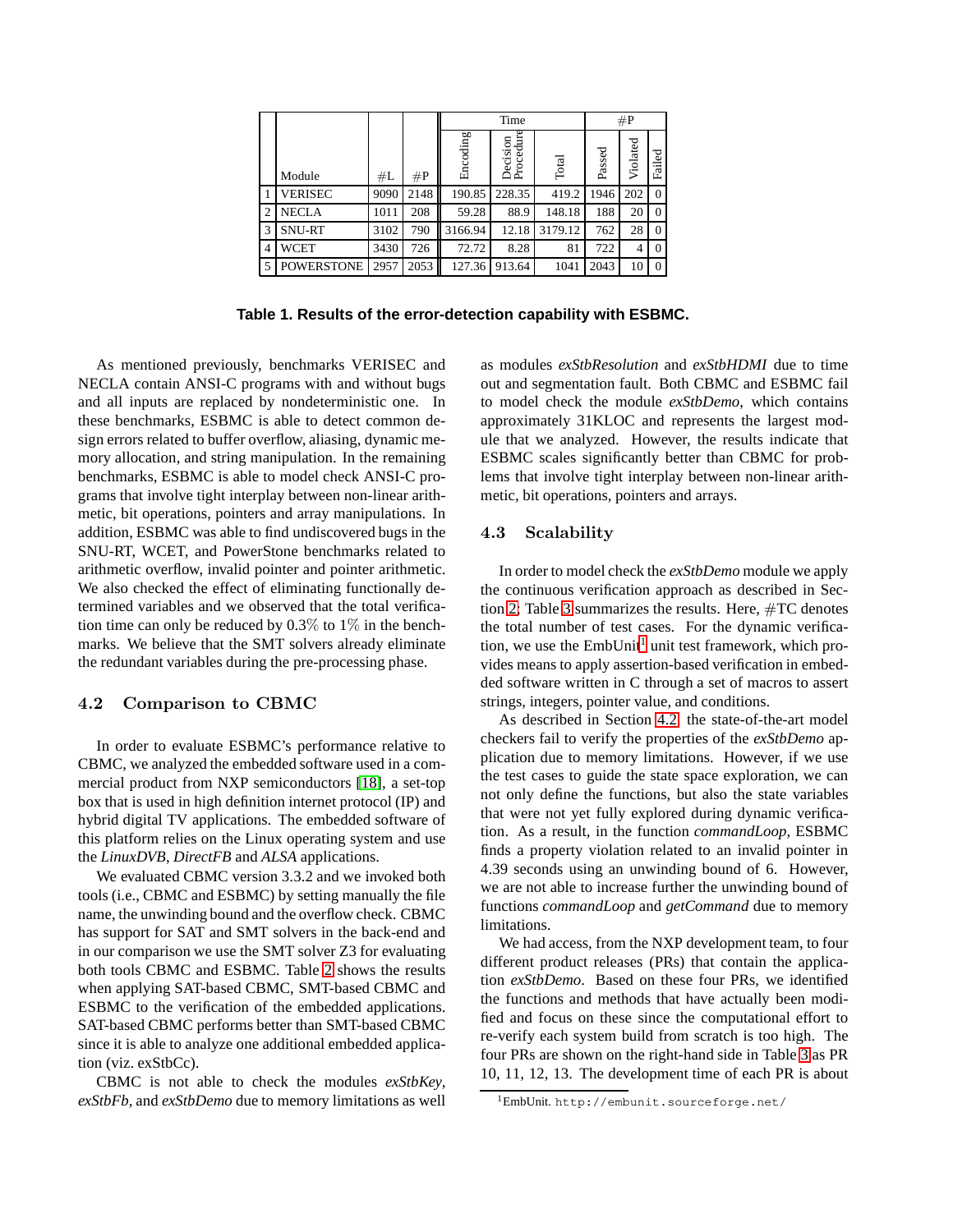| | | | | Time | | | #P | | |
|---|---|---|---|---|---|---|---|---|---|
| | Module | #L | #P | Encoding | Decision Procedure | Total | Passed | Violated | Failed |
| 1 | VERISEC | 9090 | 2148 | 190.85 | 228.35 | 419.2 | 1946 | 202 | 0 |
| 2 | NECLA | 1011 | 208 | 59.28 | 88.9 | 148.18 | 188 | 20 | 0 |
| 3 | SNU-RT | 3102 | 790 | 3166.94 | 12.18 | 3179.12 | 762 | 28 | 0 |
| 4 | WCET | 3430 | 726 | 72.72 | 8.28 | 81 | 722 | 4 | 0 |
| 5 | POWERSTONE | 2957 | 2053 | 127.36 | 913.64 | 1041 | 2043 | 10 | 0 |

**Table 1. Results of the error-detection capability with ESBMC.**

As mentioned previously, benchmarks VERISEC and NECLA contain ANSI-C programs with and without bugs and all inputs are replaced by nondeterministic one. In these benchmarks, ESBMC is able to detect common design errors related to buffer overflow, aliasing, dynamic memory allocation, and string manipulation. In the remaining benchmarks, ESBMC is able to model check ANSI-C programs that involve tight interplay between non-linear arithmetic, bit operations, pointers and array manipulations. In addition, ESBMC was able to find undiscovered bugs in the SNU-RT, WCET, and PowerStone benchmarks related to arithmetic overflow, invalid pointer and pointer arithmetic. We also checked the effect of eliminating functionally determined variables and we observed that the total verification time can only be reduced by 0.3% to 1% in the benchmarks. We believe that the SMT solvers already eliminate the redundant variables during the pre-processing phase.

### 4.2 Comparison to CBMC

In order to evaluate ESBMC's performance relative to CBMC, we analyzed the embedded software used in a commercial product from NXP semiconductors [18], a set-top box that is used in high definition internet protocol (IP) and hybrid digital TV applications. The embedded software of this platform relies on the Linux operating system and use the *LinuxDVB*, *DirectFB* and *ALSA* applications.

We evaluated CBMC version 3.3.2 and we invoked both tools (i.e., CBMC and ESBMC) by setting manually the file name, the unwinding bound and the overflow check. CBMC has support for SAT and SMT solvers in the back-end and in our comparison we use the SMT solver Z3 for evaluating both tools CBMC and ESBMC. Table 2 shows the results when applying SAT-based CBMC, SMT-based CBMC and ESBMC to the verification of the embedded applications. SAT-based CBMC performs better than SMT-based CBMC since it is able to analyze one additional embedded application (viz. exStbCc).

CBMC is not able to check the modules *exStbKey*, *exStbFb*, and *exStbDemo* due to memory limitations as well as modules *exStbResolution* and *exStbHDMI* due to time out and segmentation fault. Both CBMC and ESBMC fail to model check the module *exStbDemo*, which contains approximately 31KLOC and represents the largest module that we analyzed. However, the results indicate that ESBMC scales significantly better than CBMC for problems that involve tight interplay between non-linear arithmetic, bit operations, pointers and arrays.

### 4.3 Scalability

In order to model check the *exStbDemo* module we apply the continuous verification approach as described in Section 2; Table 3 summarizes the results. Here, #TC denotes the total number of test cases. For the dynamic verification, we use the EmbUnit[1] unit test framework, which provides means to apply assertion-based verification in embedded software written in C through a set of macros to assert strings, integers, pointer value, and conditions.

As described in Section 4.2, the state-of-the-art model checkers fail to verify the properties of the *exStbDemo* application due to memory limitations. However, if we use the test cases to guide the state space exploration, we can not only define the functions, but also the state variables that were not yet fully explored during dynamic verification. As a result, in the function *commandLoop*, ESBMC finds a property violation related to an invalid pointer in 4.39 seconds using an unwinding bound of 6. However, we are not able to increase further the unwinding bound of functions *commandLoop* and *getCommand* due to memory limitations.

We had access, from the NXP development team, to four different product releases (PRs) that contain the application *exStbDemo*. Based on these four PRs, we identified the functions and methods that have actually been modified and focus on these since the computational effort to re-verify each system build from scratch is too high. The four PRs are shown on the right-hand side in Table 3 as PR 10, 11, 12, 13. The development time of each PR is about

[1] EmbUnit. http://embunit.sourceforge.net/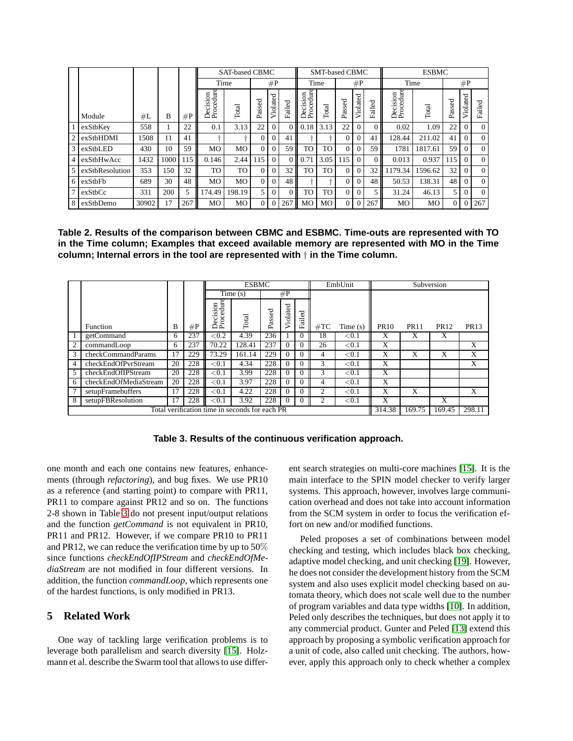| | Module | #L | B | #P | SAT-based CBMC | | | | | SMT-based CBMC | | | | | ESBMC | | | | |
|---|---|---|---|---|---|---|---|---|---|---|---|---|---|---|---|---|---|---|---|
| | | | | | Time | | #P | | | Time | | #P | | | Time | | #P | | |
| | | | | | Decision Procedure | Total | Passed | Violated | Failed | Decision Procedure | Total | Passed | Violated | Failed | Decision Procedure | Total | Passed | Violated | Failed |
| 1 | exStbKey | 558 | 1 | 22 | 0.1 | 3.13 | 22 | 0 | 0 | 0.18 | 3.13 | 22 | 0 | 0 | 0.02 | 1.09 | 22 | 0 | 0 |
| 2 | exStbHDMI | 1508 | 11 | 41 | † | † | 0 | 0 | 41 | † | † | 0 | 0 | 41 | 128.44 | 211.02 | 41 | 0 | 0 |
| 3 | exStbLED | 430 | 10 | 59 | MO | MO | 0 | 0 | 59 | TO | TO | 0 | 0 | 59 | 1781 | 1817.61 | 59 | 0 | 0 |
| 4 | exStbHwAcc | 1432 | 1000 | 115 | 0.146 | 2.44 | 115 | 0 | 0 | 0.71 | 3.05 | 115 | 0 | 0 | 0.013 | 0.937 | 115 | 0 | 0 |
| 5 | exStbResolution | 353 | 150 | 32 | TO | TO | 0 | 0 | 32 | TO | TO | 0 | 0 | 32 | 1179.34 | 1596.62 | 32 | 0 | 0 |
| 6 | exStbFb | 689 | 30 | 48 | MO | MO | 0 | 0 | 48 | † | † | 0 | 0 | 48 | 50.53 | 138.31 | 48 | 0 | 0 |
| 7 | exStbCc | 331 | 200 | 5 | 174.49 | 198.19 | 5 | 0 | 0 | TO | TO | 0 | 0 | 5 | 31.24 | 46.13 | 5 | 0 | 0 |
| 8 | exStbDemo | 30902 | 17 | 267 | MO | MO | 0 | 0 | 267 | MO | MO | 0 | 0 | 267 | MO | MO | 0 | 0 | 267 |

**Table 2. Results of the comparison between CBMC and ESBMC. Time-outs are represented with TO in the Time column; Examples that exceed available memory are represented with MO in the Time column; Internal errors in the tool are represented with † in the Time column.**

| | Function | B | #P | ESBMC | | | | | EmbUnit | | Subversion | | | |
|---|---|---|---|---|---|---|---|---|---|---|---|---|---|---|
| | | | | Time (s) | | #P | | | | | | | | |
| | | | | Decision Procedure | Total | Passed | Violated | Failed | #TC | Time (s) | PR10 | PR11 | PR12 | PR13 |
| 1 | getCommand | 6 | 237 | <0.2 | 4.39 | 236 | 1 | 0 | 18 | <0.1 | X | X | X | |
| 2 | commandLoop | 6 | 237 | 70.22 | 128.41 | 237 | 0 | 0 | 26 | <0.1 | X | | | X |
| 3 | checkCommandParams | 17 | 229 | 73.29 | 161.14 | 229 | 0 | 0 | 4 | <0.1 | X | X | X | X |
| 4 | checkEndOfPvrStream | 20 | 228 | <0.1 | 4.34 | 228 | 0 | 0 | 3 | <0.1 | X | | | X |
| 5 | checkEndOfIPStream | 20 | 228 | <0.1 | 3.99 | 228 | 0 | 0 | 3 | <0.1 | X | | | |
| 6 | checkEndOfMediaStream | 20 | 228 | <0.1 | 3.97 | 228 | 0 | 0 | 4 | <0.1 | X | | | |
| 7 | setupFramebuffers | 17 | 228 | <0.1 | 4.22 | 228 | 0 | 0 | 2 | <0.1 | X | X | | X |
| 8 | setupFBResolution | 17 | 228 | <0.1 | 3.92 | 228 | 0 | 0 | 2 | <0.1 | X | | X | |
| | Total verification time in seconds for each PR | | | | | | | | | | 314.38 | 169.75 | 169.45 | 298.11 |

**Table 3. Results of the continuous verification approach.**

one month and each one contains new features, enhancements (through *refactoring*), and bug fixes. We use PR10 as a reference (and starting point) to compare with PR11, PR11 to compare against PR12 and so on. The functions 2-8 shown in Table 3 do not present input/output relations and the function *getCommand* is not equivalent in PR10, PR11 and PR12. However, if we compare PR10 to PR11 and PR12, we can reduce the verification time by up to 50% since functions *checkEndOfIPStream* and *checkEndOfMediaStream* are not modified in four different versions. In addition, the function *commandLoop*, which represents one of the hardest functions, is only modified in PR13.

## 5 Related Work

One way of tackling large verification problems is to leverage both parallelism and search diversity [15]. Holzmann et al. describe the Swarm tool that allows to use different search strategies on multi-core machines [15]. It is the main interface to the SPIN model checker to verify larger systems. This approach, however, involves large communication overhead and does not take into account information from the SCM system in order to focus the verification effort on new and/or modified functions.

Peled proposes a set of combinations between model checking and testing, which includes black box checking, adaptive model checking, and unit checking [19]. However, he does not consider the development history from the SCM system and also uses explicit model checking based on automata theory, which does not scale well due to the number of program variables and data type widths [10]. In addition, Peled only describes the techniques, but does not apply it to any commercial product. Gunter and Peled [13] extend this approach by proposing a symbolic verification approach for a unit of code, also called unit checking. The authors, however, apply this approach only to check whether a complex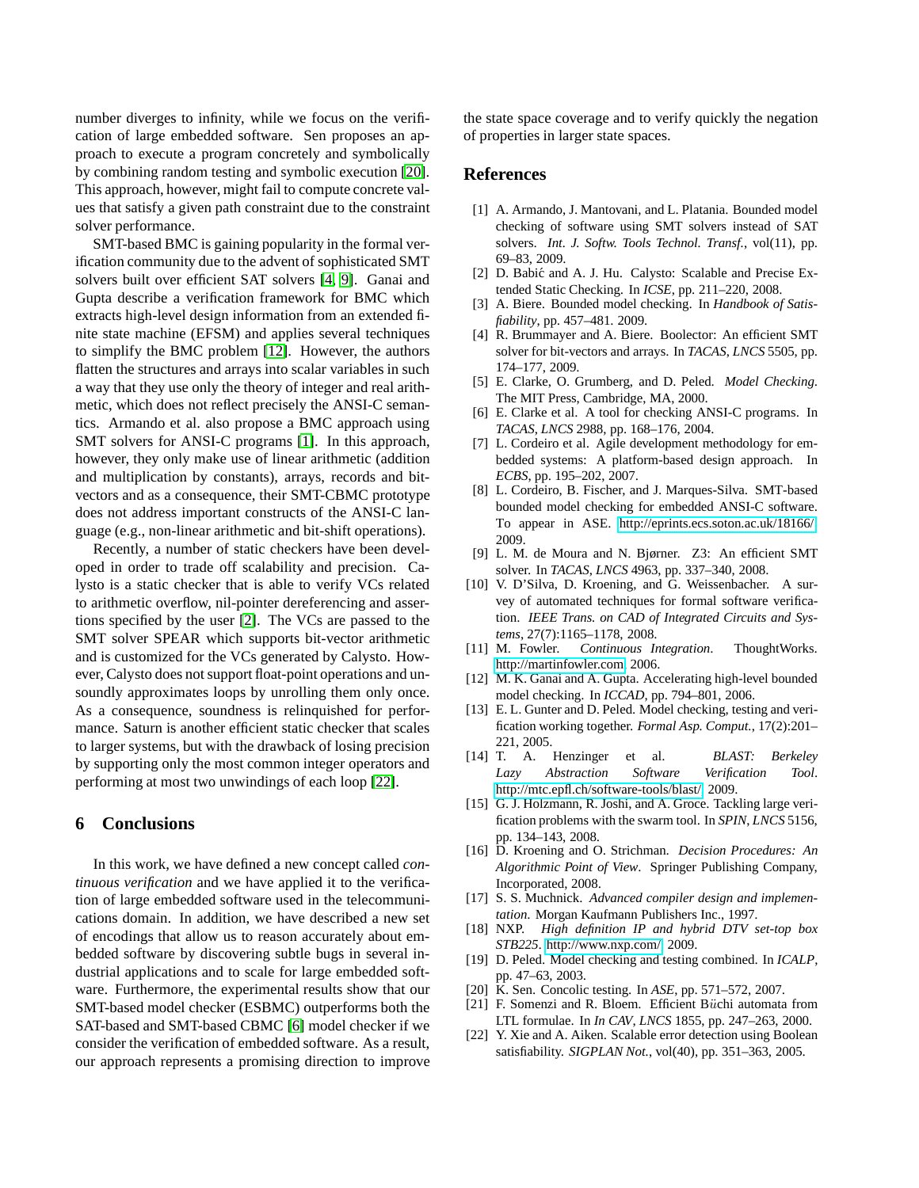number diverges to infinity, while we focus on the verification of large embedded software. Sen proposes an approach to execute a program concretely and symbolically by combining random testing and symbolic execution [20]. This approach, however, might fail to compute concrete values that satisfy a given path constraint due to the constraint solver performance.

SMT-based BMC is gaining popularity in the formal verification community due to the advent of sophisticated SMT solvers built over efficient SAT solvers [4, 9]. Ganai and Gupta describe a verification framework for BMC which extracts high-level design information from an extended finite state machine (EFSM) and applies several techniques to simplify the BMC problem [12]. However, the authors flatten the structures and arrays into scalar variables in such a way that they use only the theory of integer and real arithmetic, which does not reflect precisely the ANSI-C semantics. Armando et al. also propose a BMC approach using SMT solvers for ANSI-C programs [1]. In this approach, however, they only make use of linear arithmetic (addition and multiplication by constants), arrays, records and bit-vectors and as a consequence, their SMT-CBMC prototype does not address important constructs of the ANSI-C language (e.g., non-linear arithmetic and bit-shift operations).

Recently, a number of static checkers have been developed in order to trade off scalability and precision. Calysto is a static checker that is able to verify VCs related to arithmetic overflow, nil-pointer dereferencing and assertions specified by the user [2]. The VCs are passed to the SMT solver SPEAR which supports bit-vector arithmetic and is customized for the VCs generated by Calysto. However, Calysto does not support float-point operations and unsoundly approximates loops by unrolling them only once. As a consequence, soundness is relinquished for performance. Saturn is another efficient static checker that scales to larger systems, but with the drawback of losing precision by supporting only the most common integer operators and performing at most two unwindings of each loop [22].

## 6 Conclusions

In this work, we have defined a new concept called *continuous verification* and we have applied it to the verification of large embedded software used in the telecommunications domain. In addition, we have described a new set of encodings that allow us to reason accurately about embedded software by discovering subtle bugs in several industrial applications and to scale for large embedded software. Furthermore, the experimental results show that our SMT-based model checker (ESBMC) outperforms both the SAT-based and SMT-based CBMC [6] model checker if we consider the verification of embedded software. As a result, our approach represents a promising direction to improve the state space coverage and to verify quickly the negation of properties in larger state spaces.

## References

[1] A. Armando, J. Mantovani, and L. Platania. Bounded model checking of software using SMT solvers instead of SAT solvers. *Int. J. Softw. Tools Technol. Transf.*, vol(11), pp. 69–83, 2009.

[2] D. Babić and A. J. Hu. Calysto: Scalable and Precise Extended Static Checking. In *ICSE*, pp. 211–220, 2008.

[3] A. Biere. Bounded model checking. In *Handbook of Satisfiability*, pp. 457–481. 2009.

[4] R. Brummayer and A. Biere. Boolector: An efficient SMT solver for bit-vectors and arrays. In *TACAS*, *LNCS* 5505, pp. 174–177, 2009.

[5] E. Clarke, O. Grumberg, and D. Peled. *Model Checking*. The MIT Press, Cambridge, MA, 2000.

[6] E. Clarke et al. A tool for checking ANSI-C programs. In *TACAS*, *LNCS* 2988, pp. 168–176, 2004.

[7] L. Cordeiro et al. Agile development methodology for embedded systems: A platform-based design approach. In *ECBS*, pp. 195–202, 2007.

[8] L. Cordeiro, B. Fischer, and J. Marques-Silva. SMT-based bounded model checking for embedded ANSI-C software. To appear in ASE. http://eprints.ecs.soton.ac.uk/18166/ 2009.

[9] L. M. de Moura and N. Bjørner. Z3: An efficient SMT solver. In *TACAS*, *LNCS* 4963, pp. 337–340, 2008.

[10] V. D'Silva, D. Kroening, and G. Weissenbacher. A survey of automated techniques for formal software verification. *IEEE Trans. on CAD of Integrated Circuits and Systems*, 27(7):1165–1178, 2008.

[11] M. Fowler. *Continuous Integration*. ThoughtWorks. http://martinfowler.com, 2006.

[12] M. K. Ganai and A. Gupta. Accelerating high-level bounded model checking. In *ICCAD*, pp. 794–801, 2006.

[13] E. L. Gunter and D. Peled. Model checking, testing and verification working together. *Formal Asp. Comput.*, 17(2):201–221, 2005.

[14] T. A. Henzinger et al. *BLAST: Berkeley Lazy Abstraction Software Verification Tool*. http://mtc.epfl.ch/software-tools/blast/, 2009.

[15] G. J. Holzmann, R. Joshi, and A. Groce. Tackling large verification problems with the swarm tool. In *SPIN*, *LNCS* 5156, pp. 134–143, 2008.

[16] D. Kroening and O. Strichman. *Decision Procedures: An Algorithmic Point of View*. Springer Publishing Company, Incorporated, 2008.

[17] S. S. Muchnick. *Advanced compiler design and implementation*. Morgan Kaufmann Publishers Inc., 1997.

[18] NXP. *High definition IP and hybrid DTV set-top box STB225*. http://www.nxp.com/, 2009.

[19] D. Peled. Model checking and testing combined. In *ICALP*, pp. 47–63, 2003.

[20] K. Sen. Concolic testing. In *ASE*, pp. 571–572, 2007.

[21] F. Somenzi and R. Bloem. Efficient Büchi automata from LTL formulae. In *In CAV*, *LNCS* 1855, pp. 247–263, 2000.

[22] Y. Xie and A. Aiken. Scalable error detection using Boolean satisfiability. *SIGPLAN Not.*, vol(40), pp. 351–363, 2005.